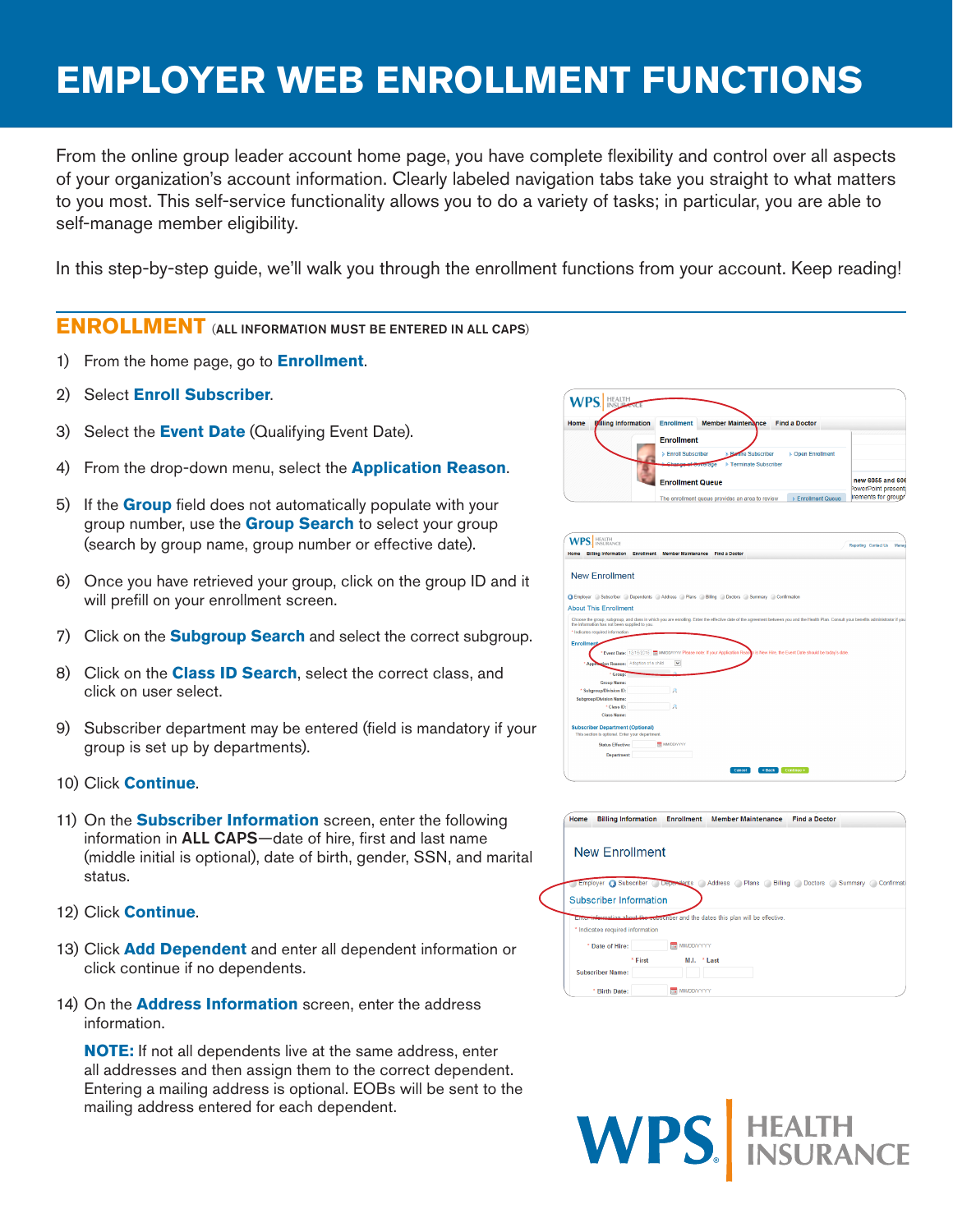# EMPLOYER WEB ENROLLMENT FUNCTIONS

From the online group leader account home page, you have complete flexibility and control over all aspects of your organization's account information. Clearly labeled navigation tabs take you straight to what matters to you most. This self-service functionality allows you to do a variety of tasks; in particular, you are able to self-manage member eligibility.

In this step-by-step guide, we'll walk you through the enrollment functions from your account. Keep reading!

## ENROLLMENT (ALL INFORMATION MUST BE ENTERED IN ALL CAPS)

1) From the home page, go to **Enrollment**.
2) Select **Enroll Subscriber**.
3) Select the **Event Date** (Qualifying Event Date).
4) From the drop-down menu, select the **Application Reason**.
5) If the **Group** field does not automatically populate with your group number, use the **Group Search** to select your group (search by group name, group number or effective date).
6) Once you have retrieved your group, click on the group ID and it will prefill on your enrollment screen.
7) Click on the **Subgroup Search** and select the correct subgroup.
8) Click on the **Class ID Search**, select the correct class, and click on user select.
9) Subscriber department may be entered (field is mandatory if your group is set up by departments).
10) Click **Continue**.
11) On the **Subscriber Information** screen, enter the following information in **ALL CAPS**—date of hire, first and last name (middle initial is optional), date of birth, gender, SSN, and marital status.
12) Click **Continue**.
13) Click **Add Dependent** and enter all dependent information or click continue if no dependents.
14) On the **Address Information** screen, enter the address information.

    **NOTE:** If not all dependents live at the same address, enter all addresses and then assign them to the correct dependent. Entering a mailing address is optional. EOBs will be sent to the mailing address entered for each dependent.

WPS HEALTH INSURANCE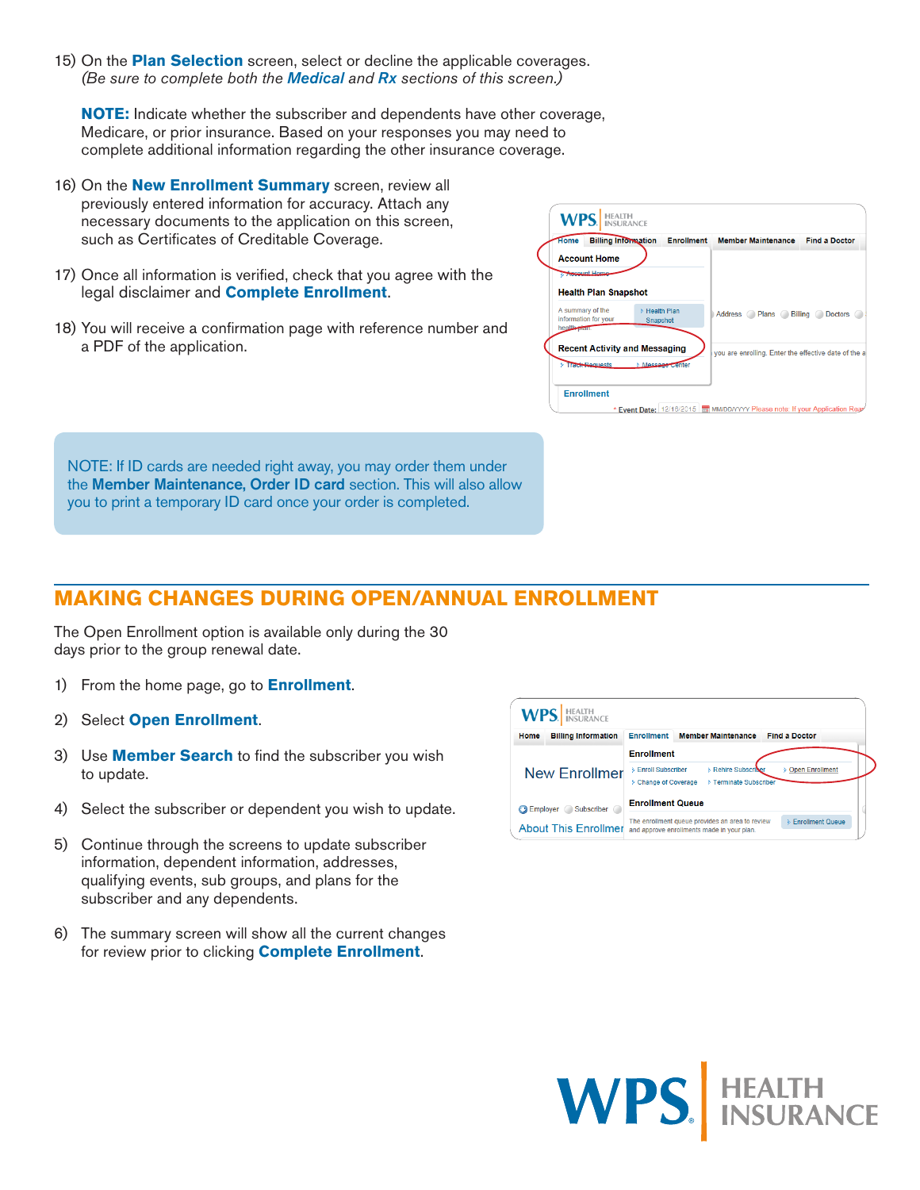15) On the **Plan Selection** screen, select or decline the applicable coverages. *(Be sure to complete both the **Medical** and **Rx** sections of this screen.)*

    **NOTE:** Indicate whether the subscriber and dependents have other coverage, Medicare, or prior insurance. Based on your responses you may need to complete additional information regarding the other insurance coverage.

16) On the **New Enrollment Summary** screen, review all previously entered information for accuracy. Attach any necessary documents to the application on this screen, such as Certificates of Creditable Coverage.

17) Once all information is verified, check that you agree with the legal disclaimer and **Complete Enrollment**.

18) You will receive a confirmation page with reference number and a PDF of the application.

NOTE: If ID cards are needed right away, you may order them under the **Member Maintenance, Order ID card** section. This will also allow you to print a temporary ID card once your order is completed.

## MAKING CHANGES DURING OPEN/ANNUAL ENROLLMENT

The Open Enrollment option is available only during the 30 days prior to the group renewal date.

1) From the home page, go to **Enrollment**.
2) Select **Open Enrollment**.
3) Use **Member Search** to find the subscriber you wish to update.
4) Select the subscriber or dependent you wish to update.
5) Continue through the screens to update subscriber information, dependent information, addresses, qualifying events, sub groups, and plans for the subscriber and any dependents.
6) The summary screen will show all the current changes for review prior to clicking **Complete Enrollment**.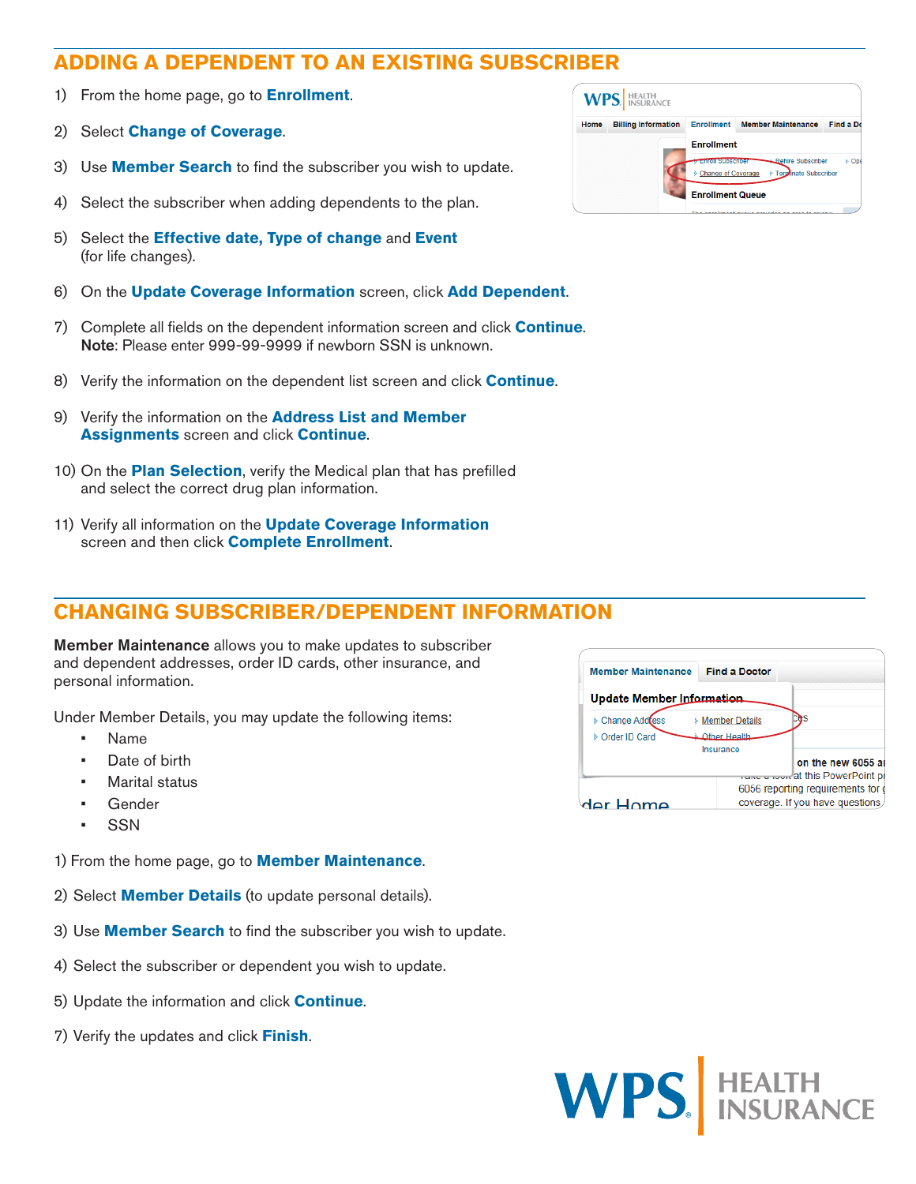## ADDING A DEPENDENT TO AN EXISTING SUBSCRIBER

1) From the home page, go to **Enrollment**.

2) Select **Change of Coverage**.

3) Use **Member Search** to find the subscriber you wish to update.

4) Select the subscriber when adding dependents to the plan.

5) Select the **Effective date, Type of change** and **Event** (for life changes).

6) On the **Update Coverage Information** screen, click **Add Dependent**.

7) Complete all fields on the dependent information screen and click **Continue**. **Note**: Please enter 999-99-9999 if newborn SSN is unknown.

8) Verify the information on the dependent list screen and click **Continue**.

9) Verify the information on the **Address List and Member Assignments** screen and click **Continue**.

10) On the **Plan Selection**, verify the Medical plan that has prefilled and select the correct drug plan information.

11) Verify all information on the **Update Coverage Information** screen and then click **Complete Enrollment**.

## CHANGING SUBSCRIBER/DEPENDENT INFORMATION

**Member Maintenance** allows you to make updates to subscriber and dependent addresses, order ID cards, other insurance, and personal information.

Under Member Details, you may update the following items:

- Name
- Date of birth
- Marital status
- Gender
- SSN

1) From the home page, go to **Member Maintenance**.

2) Select **Member Details** (to update personal details).

3) Use **Member Search** to find the subscriber you wish to update.

4) Select the subscriber or dependent you wish to update.

5) Update the information and click **Continue**.

7) Verify the updates and click **Finish**.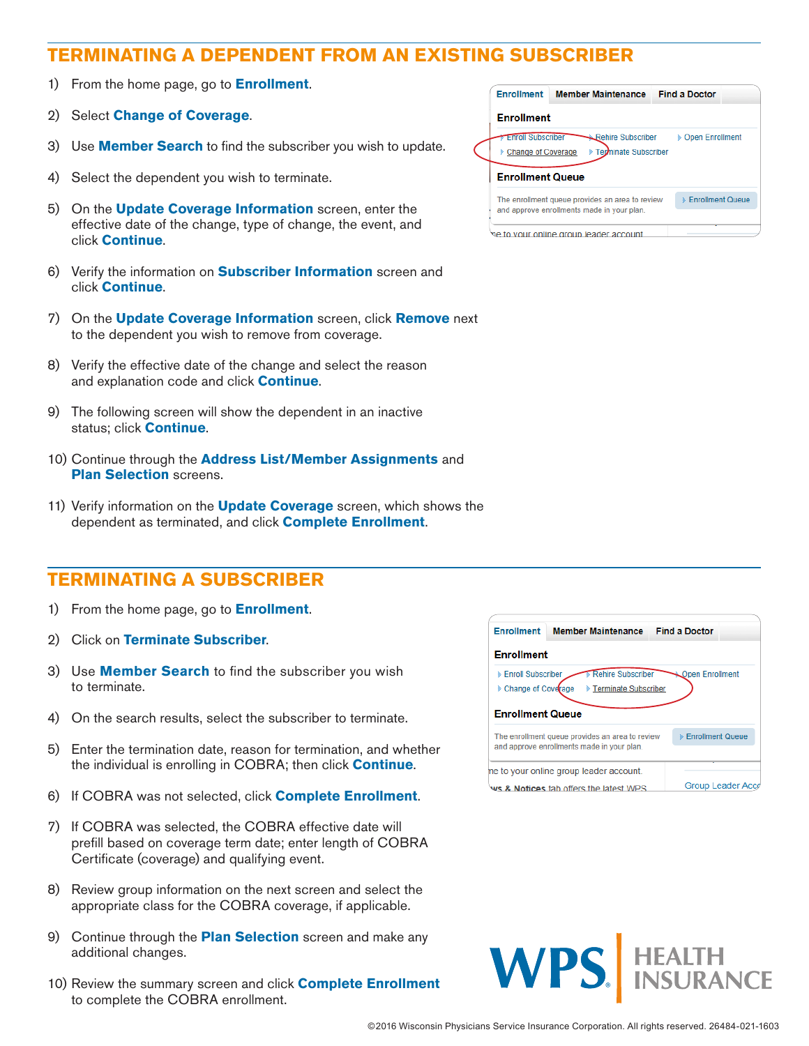## TERMINATING A DEPENDENT FROM AN EXISTING SUBSCRIBER

1) From the home page, go to **Enrollment**.
2) Select **Change of Coverage**.
3) Use **Member Search** to find the subscriber you wish to update.
4) Select the dependent you wish to terminate.
5) On the **Update Coverage Information** screen, enter the effective date of the change, type of change, the event, and click **Continue**.
6) Verify the information on **Subscriber Information** screen and click **Continue**.
7) On the **Update Coverage Information** screen, click **Remove** next to the dependent you wish to remove from coverage.
8) Verify the effective date of the change and select the reason and explanation code and click **Continue**.
9) The following screen will show the dependent in an inactive status; click **Continue**.
10) Continue through the **Address List/Member Assignments** and **Plan Selection** screens.
11) Verify information on the **Update Coverage** screen, which shows the dependent as terminated, and click **Complete Enrollment**.

## TERMINATING A SUBSCRIBER

1) From the home page, go to **Enrollment**.
2) Click on **Terminate Subscriber**.
3) Use **Member Search** to find the subscriber you wish to terminate.
4) On the search results, select the subscriber to terminate.
5) Enter the termination date, reason for termination, and whether the individual is enrolling in COBRA; then click **Continue**.
6) If COBRA was not selected, click **Complete Enrollment**.
7) If COBRA was selected, the COBRA effective date will prefill based on coverage term date; enter length of COBRA Certificate (coverage) and qualifying event.
8) Review group information on the next screen and select the appropriate class for the COBRA coverage, if applicable.
9) Continue through the **Plan Selection** screen and make any additional changes.
10) Review the summary screen and click **Complete Enrollment** to complete the COBRA enrollment.

WPS HEALTH INSURANCE

©2016 Wisconsin Physicians Service Insurance Corporation. All rights reserved. 26484-021-1603